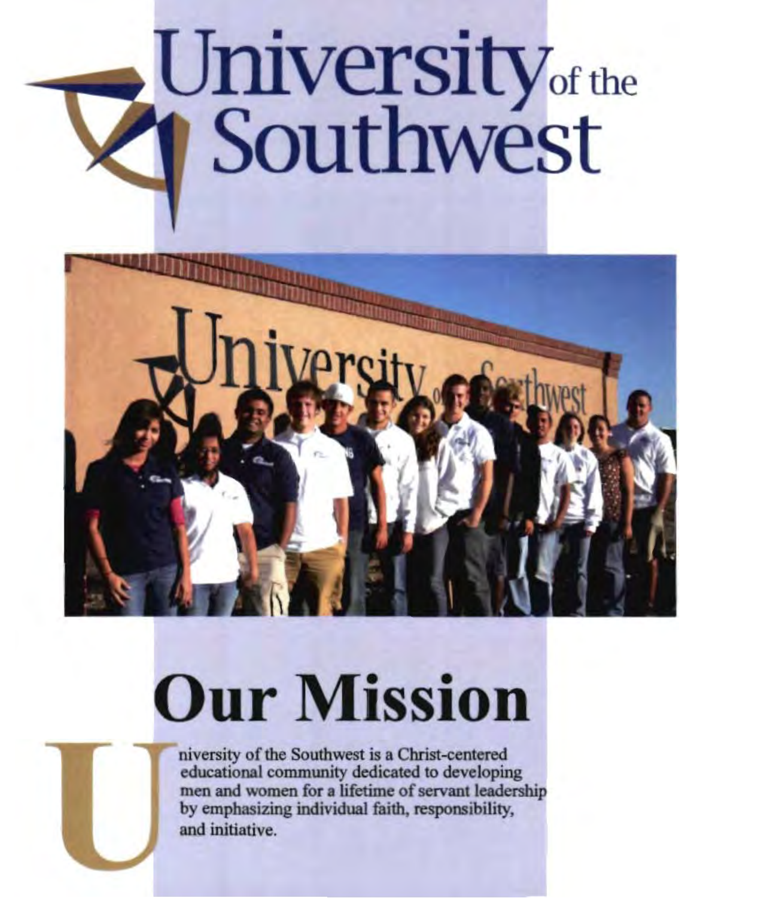# University of the Southwest

## Our Mission

University of the Southwest is a Christ-centered educational community dedicated to developing men and women for a lifetime of servant leadership by emphasizing individual faith, responsibility, and initiative.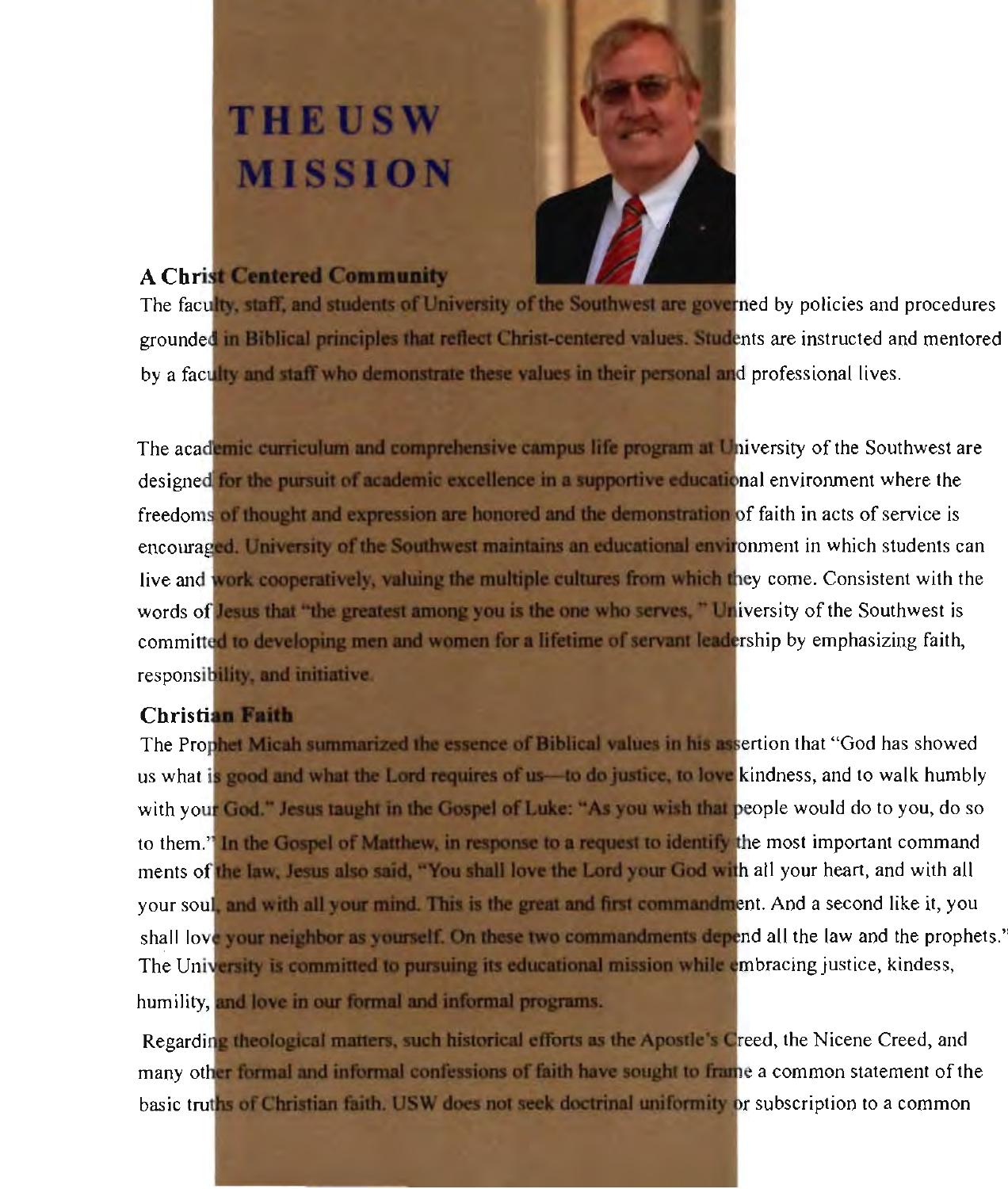# THE USW MISSION

### A Christ Centered Community

The faculty, staff, and students of University of the Southwest are governed by policies and procedures grounded in Biblical principles that reflect Christ-centered values. Students are instructed and mentored by a faculty and staff who demonstrate these values in their personal and professional lives.

The academic curriculum and comprehensive campus life program at University of the Southwest are designed for the pursuit of academic excellence in a supportive educational environment where the freedoms of thought and expression are honored and the demonstration of faith in acts of service is encouraged. University of the Southwest maintains an educational environment in which students can live and work cooperatively, valuing the multiple cultures from which they come. Consistent with the words of Jesus that "the greatest among you is the one who serves, " University of the Southwest is committed to developing men and women for a lifetime of servant leadership by emphasizing faith, responsibility, and initiative.

### Christian Faith

The Prophet Micah summarized the essence of Biblical values in his assertion that "God has showed us what is good and what the Lord requires of us—to do justice, to love kindness, and to walk humbly with your God." Jesus taught in the Gospel of Luke: "As you wish that people would do to you, do so to them." In the Gospel of Matthew, in response to a request to identify the most important command ments of the law, Jesus also said, "You shall love the Lord your God with all your heart, and with all your soul, and with all your mind. This is the great and first commandment. And a second like it, you shall love your neighbor as yourself. On these two commandments depend all the law and the prophets." The University is committed to pursuing its educational mission while embracing justice, kindess, humility, and love in our formal and informal programs.

Regarding theological matters, such historical efforts as the Apostle's Creed, the Nicene Creed, and many other formal and informal confessions of faith have sought to frame a common statement of the basic truths of Christian faith. USW does not seek doctrinal uniformity or subscription to a common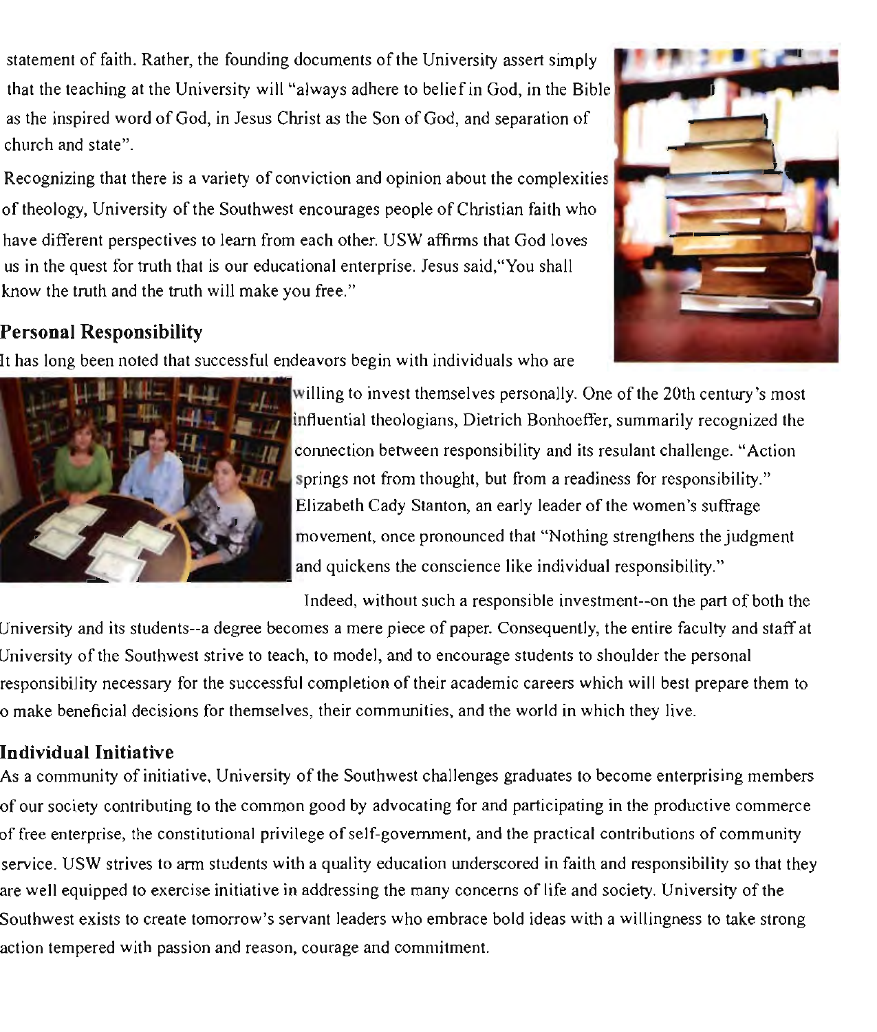statement of faith. Rather, the founding documents of the University assert simply that the teaching at the University will "always adhere to belief in God, in the Bible as the inspired word of God, in Jesus Christ as the Son of God, and separation of church and state".

Recognizing that there is a variety of conviction and opinion about the complexities of theology, University of the Southwest encourages people of Christian faith who have different perspectives to learn from each other. USW affirms that God loves us in the quest for truth that is our educational enterprise. Jesus said, "You shall know the truth and the truth will make you free."

## Personal Responsibility

It has long been noted that successful endeavors begin with individuals who are willing to invest themselves personally. One of the 20th century's most influential theologians, Dietrich Bonhoeffer, summarily recognized the connection between responsibility and its resultant challenge. "Action springs not from thought, but from a readiness for responsibility." Elizabeth Cady Stanton, an early leader of the women's suffrage movement, once pronounced that "Nothing strengthens the judgment and quickens the conscience like individual responsibility."

Indeed, without such a responsible investment--on the part of both the University and its students--a degree becomes a mere piece of paper. Consequently, the entire faculty and staff at University of the Southwest strive to teach, to model, and to encourage students to shoulder the personal responsibility necessary for the successful completion of their academic careers which will best prepare them to make beneficial decisions for themselves, their communities, and the world in which they live.

## Individual Initiative

As a community of initiative, University of the Southwest challenges graduates to become enterprising members of our society contributing to the common good by advocating for and participating in the productive commerce of free enterprise, the constitutional privilege of self-government, and the practical contributions of community service. USW strives to arm students with a quality education underscored in faith and responsibility so that they are well equipped to exercise initiative in addressing the many concerns of life and society. University of the Southwest exists to create tomorrow's servant leaders who embrace bold ideas with a willingness to take strong action tempered with passion and reason, courage and commitment.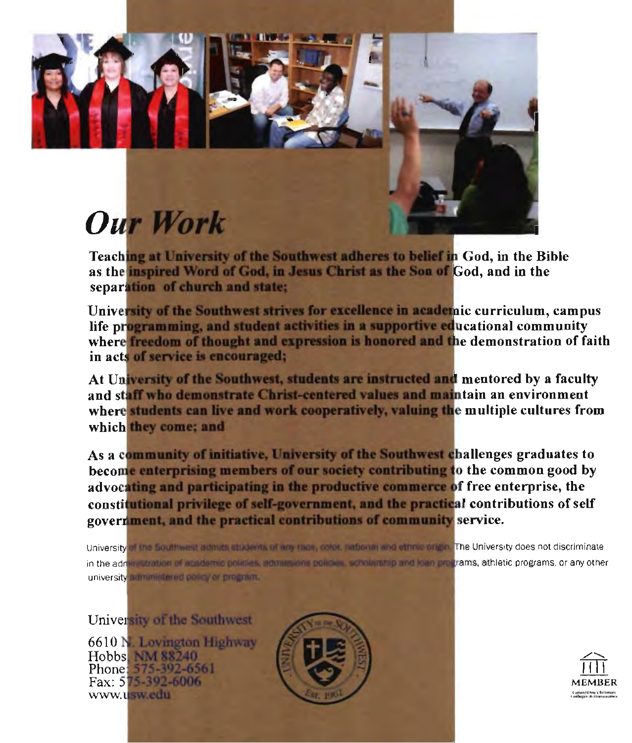# *Our Work*

**Teaching at University of the Southwest adheres to belief in God, in the Bible as the inspired Word of God, in Jesus Christ as the Son of God, and in the separation of church and state;**

**University of the Southwest strives for excellence in academic curriculum, campus life programming, and student activities in a supportive educational community where freedom of thought and expression is honored and the demonstration of faith in acts of service is encouraged;**

**At University of the Southwest, students are instructed and mentored by a faculty and staff who demonstrate Christ-centered values and maintain an environment where students can live and work cooperatively, valuing the multiple cultures from which they come; and**

**As a community of initiative, University of the Southwest challenges graduates to become enterprising members of our society contributing to the common good by advocating and participating in the productive commerce of free enterprise, the constitutional privilege of self-government, and the practical contributions of self government, and the practical contributions of community service.**

University of the Southwest admits students of any race, color, national and ethnic origin. The University does not discriminate in the administration of academic policies, admissions policies, scholarship and loan programs, athletic programs, or any other university administered policy or program.

University of the Southwest

6610 N. Lovington Highway
Hobbs, NM 88240
Phone: 575-392-6561
Fax: 575-392-6006
www.usw.edu

UNIVERSITY OF THE SOUTHWEST
Est. 1962

MEMBER